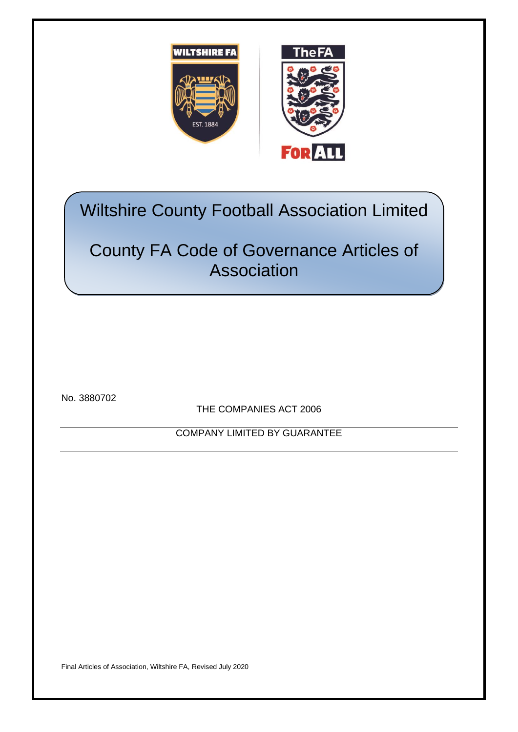WILTSHIRE FA

EST. 1884

The FA

FOR ALL

# Wiltshire County Football Association Limited

# County FA Code of Governance Articles of Association

No. 3880702

THE COMPANIES ACT 2006

COMPANY LIMITED BY GUARANTEE

Final Articles of Association, Wiltshire FA, Revised July 2020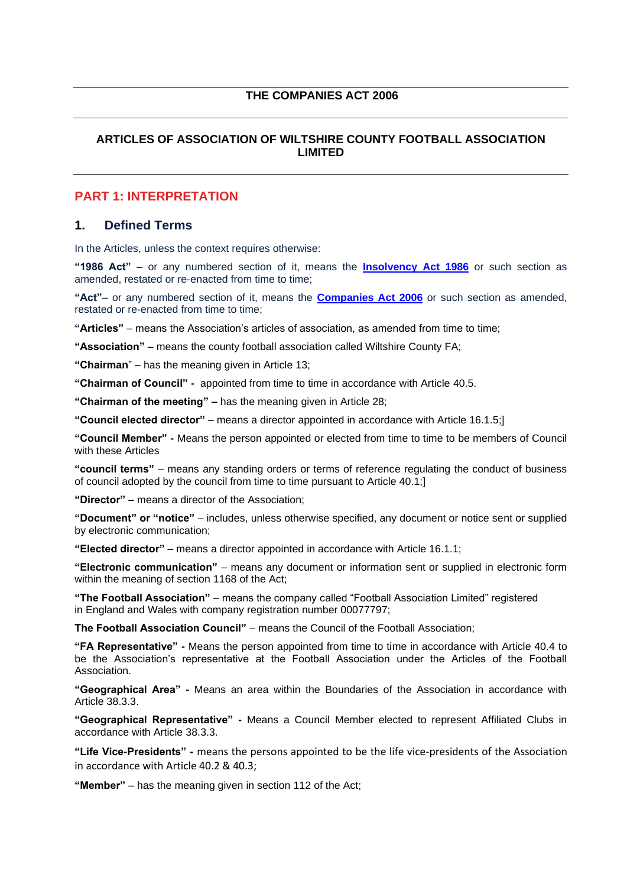# THE COMPANIES ACT 2006

## ARTICLES OF ASSOCIATION OF WILTSHIRE COUNTY FOOTBALL ASSOCIATION LIMITED

## PART 1: INTERPRETATION

### 1. Defined Terms

In the Articles, unless the context requires otherwise:

**"1986 Act"** – or any numbered section of it, means the **Insolvency Act 1986** or such section as amended, restated or re-enacted from time to time;

**"Act"**– or any numbered section of it, means the **Companies Act 2006** or such section as amended, restated or re-enacted from time to time;

**"Articles"** – means the Association's articles of association, as amended from time to time;

**"Association"** – means the county football association called Wiltshire County FA;

**"Chairman**" – has the meaning given in Article 13;

**"Chairman of Council" -** appointed from time to time in accordance with Article 40.5.

**"Chairman of the meeting" –** has the meaning given in Article 28;

**"Council elected director"** – means a director appointed in accordance with Article 16.1.5;]

**"Council Member" -** Means the person appointed or elected from time to time to be members of Council with these Articles

**"council terms"** – means any standing orders or terms of reference regulating the conduct of business of council adopted by the council from time to time pursuant to Article 40.1;]

**"Director"** – means a director of the Association;

**"Document" or "notice"** – includes, unless otherwise specified, any document or notice sent or supplied by electronic communication;

**"Elected director"** – means a director appointed in accordance with Article 16.1.1;

**"Electronic communication"** – means any document or information sent or supplied in electronic form within the meaning of section 1168 of the Act;

**"The Football Association"** – means the company called "Football Association Limited" registered in England and Wales with company registration number 00077797;

**The Football Association Council"** – means the Council of the Football Association;

**"FA Representative" -** Means the person appointed from time to time in accordance with Article 40.4 to be the Association's representative at the Football Association under the Articles of the Football Association.

**"Geographical Area" -** Means an area within the Boundaries of the Association in accordance with Article 38.3.3.

**"Geographical Representative" -** Means a Council Member elected to represent Affiliated Clubs in accordance with Article 38.3.3.

**"Life Vice-Presidents" -** means the persons appointed to be the life vice-presidents of the Association in accordance with Article 40.2 & 40.3;

**"Member"** – has the meaning given in section 112 of the Act;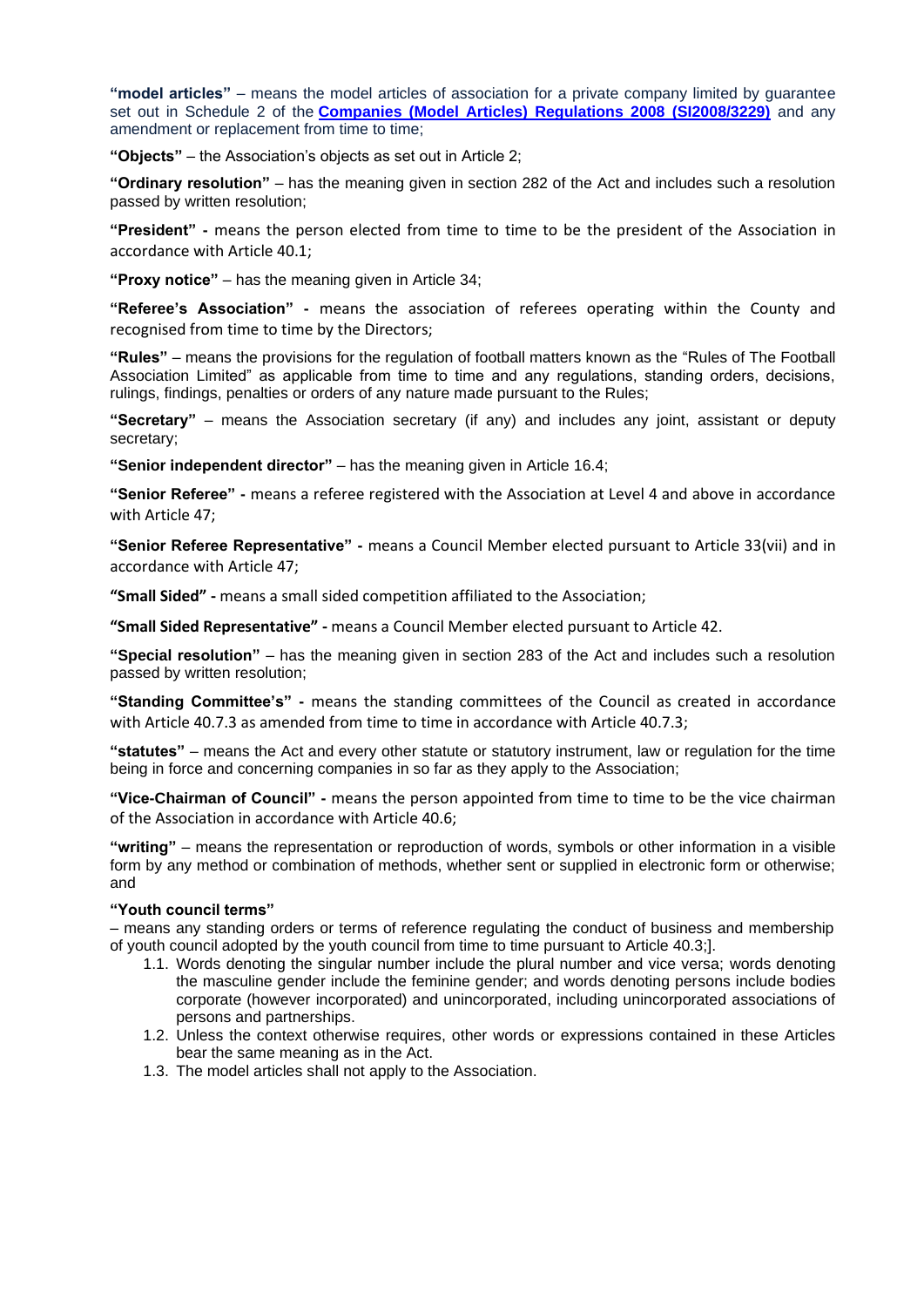**"model articles"** – means the model articles of association for a private company limited by guarantee set out in Schedule 2 of the **Companies (Model Articles) Regulations 2008 (SI2008/3229)** and any amendment or replacement from time to time;

**"Objects"** – the Association's objects as set out in Article 2;

**"Ordinary resolution"** – has the meaning given in section 282 of the Act and includes such a resolution passed by written resolution;

**"President" -** means the person elected from time to time to be the president of the Association in accordance with Article 40.1;

**"Proxy notice"** – has the meaning given in Article 34;

**"Referee's Association" -** means the association of referees operating within the County and recognised from time to time by the Directors;

**"Rules"** – means the provisions for the regulation of football matters known as the "Rules of The Football Association Limited" as applicable from time to time and any regulations, standing orders, decisions, rulings, findings, penalties or orders of any nature made pursuant to the Rules;

**"Secretary"** – means the Association secretary (if any) and includes any joint, assistant or deputy secretary;

**"Senior independent director"** – has the meaning given in Article 16.4;

**"Senior Referee" -** means a referee registered with the Association at Level 4 and above in accordance with Article 47;

**"Senior Referee Representative" -** means a Council Member elected pursuant to Article 33(vii) and in accordance with Article 47;

**"Small Sided" -** means a small sided competition affiliated to the Association;

**"Small Sided Representative" -** means a Council Member elected pursuant to Article 42.

**"Special resolution"** – has the meaning given in section 283 of the Act and includes such a resolution passed by written resolution;

**"Standing Committee's" -** means the standing committees of the Council as created in accordance with Article 40.7.3 as amended from time to time in accordance with Article 40.7.3;

**"statutes"** – means the Act and every other statute or statutory instrument, law or regulation for the time being in force and concerning companies in so far as they apply to the Association;

**"Vice-Chairman of Council" -** means the person appointed from time to time to be the vice chairman of the Association in accordance with Article 40.6;

**"writing"** – means the representation or reproduction of words, symbols or other information in a visible form by any method or combination of methods, whether sent or supplied in electronic form or otherwise; and

**"Youth council terms"**

– means any standing orders or terms of reference regulating the conduct of business and membership of youth council adopted by the youth council from time to time pursuant to Article 40.3;].

1.1. Words denoting the singular number include the plural number and vice versa; words denoting the masculine gender include the feminine gender; and words denoting persons include bodies corporate (however incorporated) and unincorporated, including unincorporated associations of persons and partnerships.

1.2. Unless the context otherwise requires, other words or expressions contained in these Articles bear the same meaning as in the Act.

1.3. The model articles shall not apply to the Association.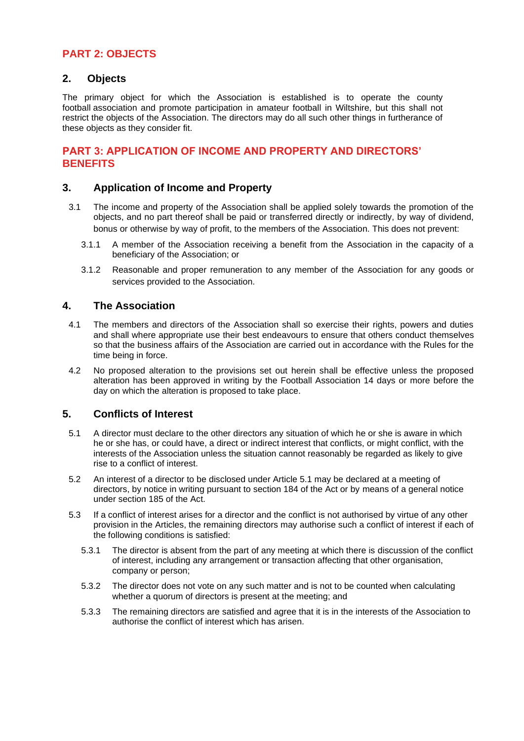## PART 2: OBJECTS

### 2. Objects

The primary object for which the Association is established is to operate the county football association and promote participation in amateur football in Wiltshire, but this shall not restrict the objects of the Association. The directors may do all such other things in furtherance of these objects as they consider fit.

## PART 3: APPLICATION OF INCOME AND PROPERTY AND DIRECTORS' BENEFITS

### 3. Application of Income and Property

3.1 The income and property of the Association shall be applied solely towards the promotion of the objects, and no part thereof shall be paid or transferred directly or indirectly, by way of dividend, bonus or otherwise by way of profit, to the members of the Association. This does not prevent:

3.1.1 A member of the Association receiving a benefit from the Association in the capacity of a beneficiary of the Association; or

3.1.2 Reasonable and proper remuneration to any member of the Association for any goods or services provided to the Association.

### 4. The Association

4.1 The members and directors of the Association shall so exercise their rights, powers and duties and shall where appropriate use their best endeavours to ensure that others conduct themselves so that the business affairs of the Association are carried out in accordance with the Rules for the time being in force.

4.2 No proposed alteration to the provisions set out herein shall be effective unless the proposed alteration has been approved in writing by the Football Association 14 days or more before the day on which the alteration is proposed to take place.

### 5. Conflicts of Interest

5.1 A director must declare to the other directors any situation of which he or she is aware in which he or she has, or could have, a direct or indirect interest that conflicts, or might conflict, with the interests of the Association unless the situation cannot reasonably be regarded as likely to give rise to a conflict of interest.

5.2 An interest of a director to be disclosed under Article 5.1 may be declared at a meeting of directors, by notice in writing pursuant to section 184 of the Act or by means of a general notice under section 185 of the Act.

5.3 If a conflict of interest arises for a director and the conflict is not authorised by virtue of any other provision in the Articles, the remaining directors may authorise such a conflict of interest if each of the following conditions is satisfied:

5.3.1 The director is absent from the part of any meeting at which there is discussion of the conflict of interest, including any arrangement or transaction affecting that other organisation, company or person;

5.3.2 The director does not vote on any such matter and is not to be counted when calculating whether a quorum of directors is present at the meeting; and

5.3.3 The remaining directors are satisfied and agree that it is in the interests of the Association to authorise the conflict of interest which has arisen.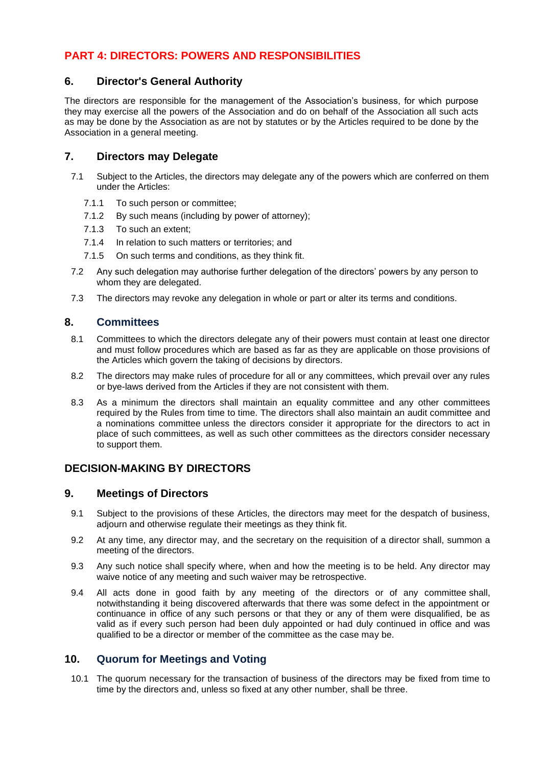# PART 4: DIRECTORS: POWERS AND RESPONSIBILITIES

## 6. Director's General Authority

The directors are responsible for the management of the Association's business, for which purpose they may exercise all the powers of the Association and do on behalf of the Association all such acts as may be done by the Association as are not by statutes or by the Articles required to be done by the Association in a general meeting.

## 7. Directors may Delegate

7.1 Subject to the Articles, the directors may delegate any of the powers which are conferred on them under the Articles:

- 7.1.1 To such person or committee;
- 7.1.2 By such means (including by power of attorney);
- 7.1.3 To such an extent;
- 7.1.4 In relation to such matters or territories; and
- 7.1.5 On such terms and conditions, as they think fit.

7.2 Any such delegation may authorise further delegation of the directors' powers by any person to whom they are delegated.

7.3 The directors may revoke any delegation in whole or part or alter its terms and conditions.

## 8. Committees

8.1 Committees to which the directors delegate any of their powers must contain at least one director and must follow procedures which are based as far as they are applicable on those provisions of the Articles which govern the taking of decisions by directors.

8.2 The directors may make rules of procedure for all or any committees, which prevail over any rules or bye-laws derived from the Articles if they are not consistent with them.

8.3 As a minimum the directors shall maintain an equality committee and any other committees required by the Rules from time to time. The directors shall also maintain an audit committee and a nominations committee unless the directors consider it appropriate for the directors to act in place of such committees, as well as such other committees as the directors consider necessary to support them.

# DECISION-MAKING BY DIRECTORS

## 9. Meetings of Directors

9.1 Subject to the provisions of these Articles, the directors may meet for the despatch of business, adjourn and otherwise regulate their meetings as they think fit.

9.2 At any time, any director may, and the secretary on the requisition of a director shall, summon a meeting of the directors.

9.3 Any such notice shall specify where, when and how the meeting is to be held. Any director may waive notice of any meeting and such waiver may be retrospective.

9.4 All acts done in good faith by any meeting of the directors or of any committee shall, notwithstanding it being discovered afterwards that there was some defect in the appointment or continuance in office of any such persons or that they or any of them were disqualified, be as valid as if every such person had been duly appointed or had duly continued in office and was qualified to be a director or member of the committee as the case may be.

## 10. Quorum for Meetings and Voting

10.1 The quorum necessary for the transaction of business of the directors may be fixed from time to time by the directors and, unless so fixed at any other number, shall be three.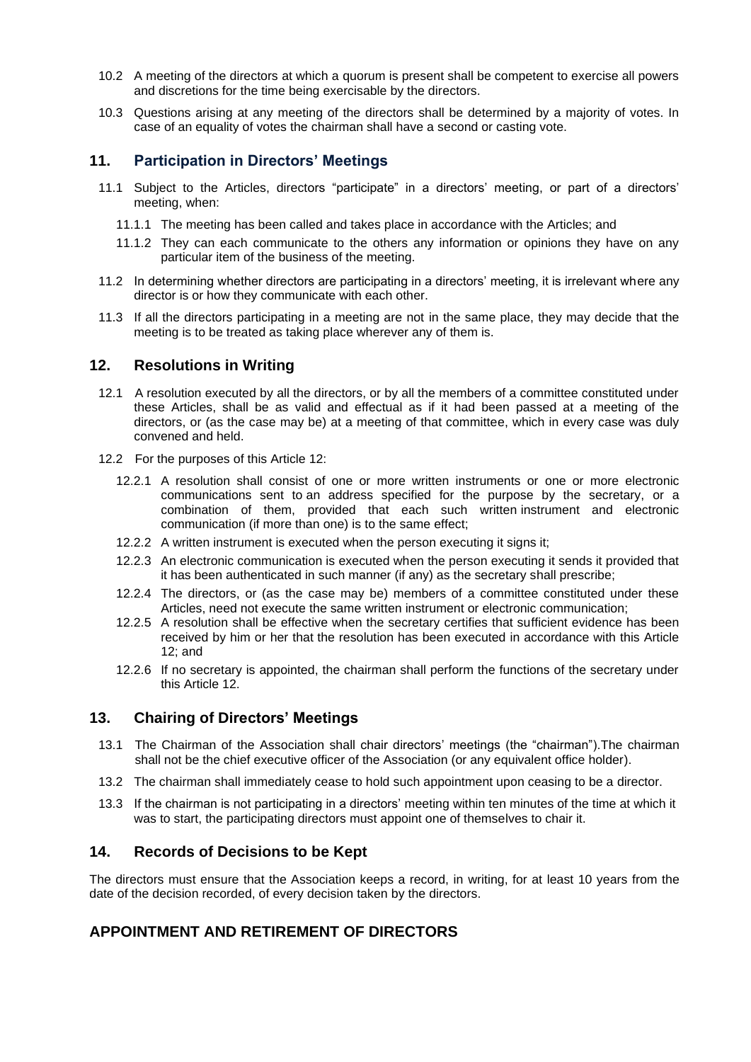10.2 A meeting of the directors at which a quorum is present shall be competent to exercise all powers and discretions for the time being exercisable by the directors.

10.3 Questions arising at any meeting of the directors shall be determined by a majority of votes. In case of an equality of votes the chairman shall have a second or casting vote.

## 11. Participation in Directors' Meetings

11.1 Subject to the Articles, directors "participate" in a directors' meeting, or part of a directors' meeting, when:

11.1.1 The meeting has been called and takes place in accordance with the Articles; and

11.1.2 They can each communicate to the others any information or opinions they have on any particular item of the business of the meeting.

11.2 In determining whether directors are participating in a directors' meeting, it is irrelevant where any director is or how they communicate with each other.

11.3 If all the directors participating in a meeting are not in the same place, they may decide that the meeting is to be treated as taking place wherever any of them is.

## 12. Resolutions in Writing

12.1 A resolution executed by all the directors, or by all the members of a committee constituted under these Articles, shall be as valid and effectual as if it had been passed at a meeting of the directors, or (as the case may be) at a meeting of that committee, which in every case was duly convened and held.

12.2 For the purposes of this Article 12:

12.2.1 A resolution shall consist of one or more written instruments or one or more electronic communications sent to an address specified for the purpose by the secretary, or a combination of them, provided that each such written instrument and electronic communication (if more than one) is to the same effect;

12.2.2 A written instrument is executed when the person executing it signs it;

12.2.3 An electronic communication is executed when the person executing it sends it provided that it has been authenticated in such manner (if any) as the secretary shall prescribe;

12.2.4 The directors, or (as the case may be) members of a committee constituted under these Articles, need not execute the same written instrument or electronic communication;

12.2.5 A resolution shall be effective when the secretary certifies that sufficient evidence has been received by him or her that the resolution has been executed in accordance with this Article 12; and

12.2.6 If no secretary is appointed, the chairman shall perform the functions of the secretary under this Article 12.

## 13. Chairing of Directors' Meetings

13.1 The Chairman of the Association shall chair directors' meetings (the "chairman").The chairman shall not be the chief executive officer of the Association (or any equivalent office holder).

13.2 The chairman shall immediately cease to hold such appointment upon ceasing to be a director.

13.3 If the chairman is not participating in a directors' meeting within ten minutes of the time at which it was to start, the participating directors must appoint one of themselves to chair it.

## 14. Records of Decisions to be Kept

The directors must ensure that the Association keeps a record, in writing, for at least 10 years from the date of the decision recorded, of every decision taken by the directors.

## APPOINTMENT AND RETIREMENT OF DIRECTORS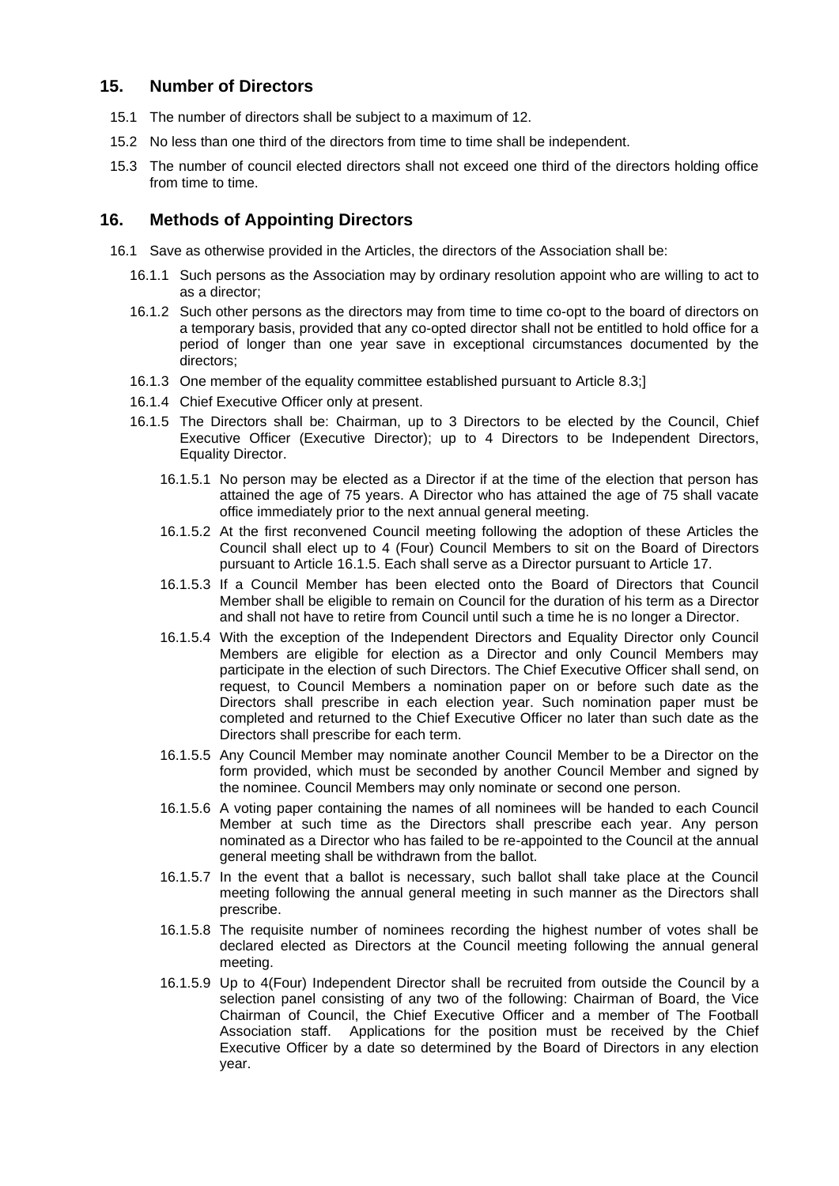## 15. Number of Directors

15.1 The number of directors shall be subject to a maximum of 12.

15.2 No less than one third of the directors from time to time shall be independent.

15.3 The number of council elected directors shall not exceed one third of the directors holding office from time to time.

## 16. Methods of Appointing Directors

16.1 Save as otherwise provided in the Articles, the directors of the Association shall be:

16.1.1 Such persons as the Association may by ordinary resolution appoint who are willing to act to as a director;

16.1.2 Such other persons as the directors may from time to time co-opt to the board of directors on a temporary basis, provided that any co-opted director shall not be entitled to hold office for a period of longer than one year save in exceptional circumstances documented by the directors;

16.1.3 One member of the equality committee established pursuant to Article 8.3;]

16.1.4 Chief Executive Officer only at present.

16.1.5 The Directors shall be: Chairman, up to 3 Directors to be elected by the Council, Chief Executive Officer (Executive Director); up to 4 Directors to be Independent Directors, Equality Director.

16.1.5.1 No person may be elected as a Director if at the time of the election that person has attained the age of 75 years. A Director who has attained the age of 75 shall vacate office immediately prior to the next annual general meeting.

16.1.5.2 At the first reconvened Council meeting following the adoption of these Articles the Council shall elect up to 4 (Four) Council Members to sit on the Board of Directors pursuant to Article 16.1.5. Each shall serve as a Director pursuant to Article 17.

16.1.5.3 If a Council Member has been elected onto the Board of Directors that Council Member shall be eligible to remain on Council for the duration of his term as a Director and shall not have to retire from Council until such a time he is no longer a Director.

16.1.5.4 With the exception of the Independent Directors and Equality Director only Council Members are eligible for election as a Director and only Council Members may participate in the election of such Directors. The Chief Executive Officer shall send, on request, to Council Members a nomination paper on or before such date as the Directors shall prescribe in each election year. Such nomination paper must be completed and returned to the Chief Executive Officer no later than such date as the Directors shall prescribe for each term.

16.1.5.5 Any Council Member may nominate another Council Member to be a Director on the form provided, which must be seconded by another Council Member and signed by the nominee. Council Members may only nominate or second one person.

16.1.5.6 A voting paper containing the names of all nominees will be handed to each Council Member at such time as the Directors shall prescribe each year. Any person nominated as a Director who has failed to be re-appointed to the Council at the annual general meeting shall be withdrawn from the ballot.

16.1.5.7 In the event that a ballot is necessary, such ballot shall take place at the Council meeting following the annual general meeting in such manner as the Directors shall prescribe.

16.1.5.8 The requisite number of nominees recording the highest number of votes shall be declared elected as Directors at the Council meeting following the annual general meeting.

16.1.5.9 Up to 4(Four) Independent Director shall be recruited from outside the Council by a selection panel consisting of any two of the following: Chairman of Board, the Vice Chairman of Council, the Chief Executive Officer and a member of The Football Association staff. Applications for the position must be received by the Chief Executive Officer by a date so determined by the Board of Directors in any election year.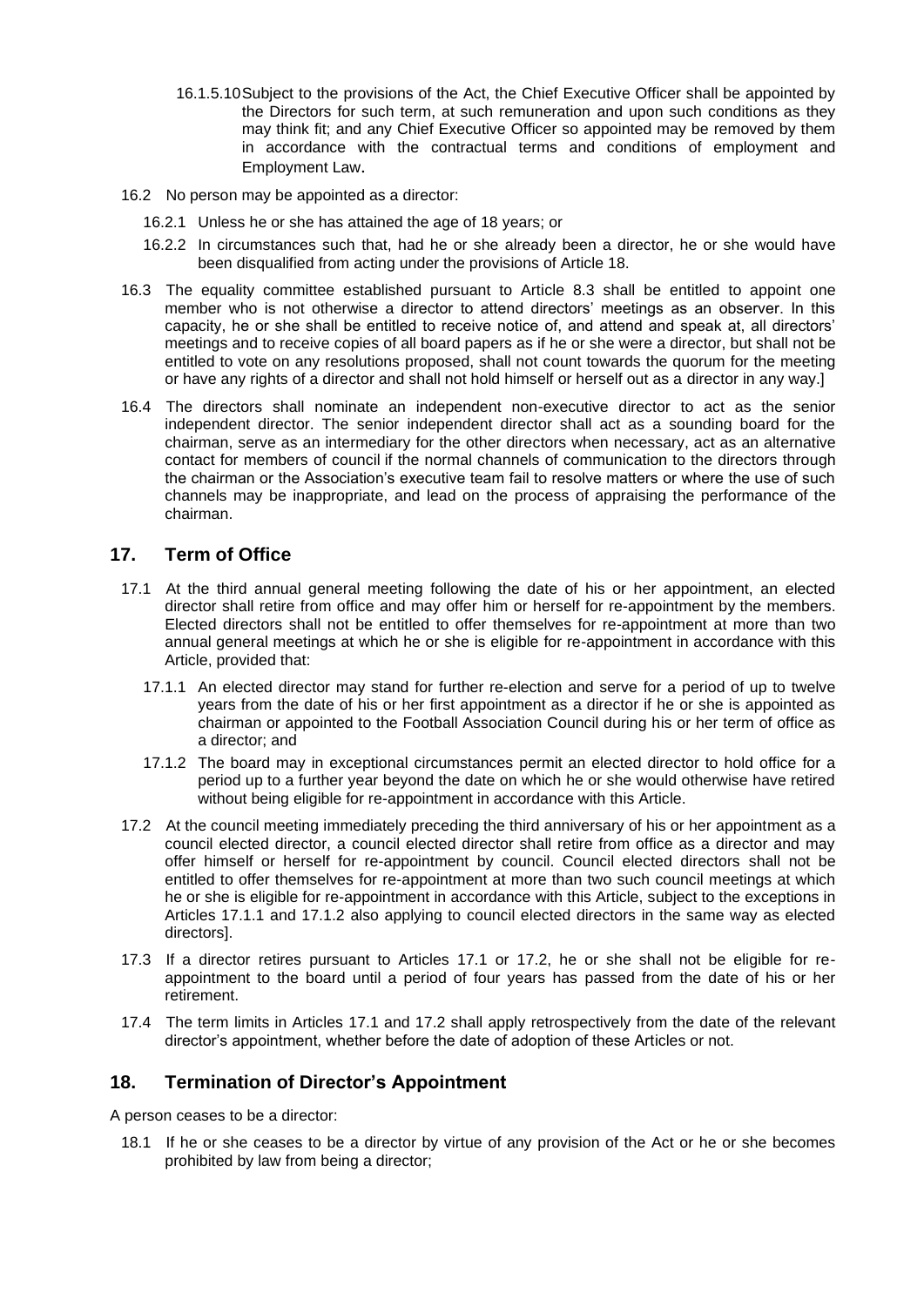16.1.5.10 Subject to the provisions of the Act, the Chief Executive Officer shall be appointed by the Directors for such term, at such remuneration and upon such conditions as they may think fit; and any Chief Executive Officer so appointed may be removed by them in accordance with the contractual terms and conditions of employment and Employment Law.

16.2 No person may be appointed as a director:

16.2.1 Unless he or she has attained the age of 18 years; or

16.2.2 In circumstances such that, had he or she already been a director, he or she would have been disqualified from acting under the provisions of Article 18.

16.3 The equality committee established pursuant to Article 8.3 shall be entitled to appoint one member who is not otherwise a director to attend directors' meetings as an observer. In this capacity, he or she shall be entitled to receive notice of, and attend and speak at, all directors' meetings and to receive copies of all board papers as if he or she were a director, but shall not be entitled to vote on any resolutions proposed, shall not count towards the quorum for the meeting or have any rights of a director and shall not hold himself or herself out as a director in any way.]

16.4 The directors shall nominate an independent non-executive director to act as the senior independent director. The senior independent director shall act as a sounding board for the chairman, serve as an intermediary for the other directors when necessary, act as an alternative contact for members of council if the normal channels of communication to the directors through the chairman or the Association's executive team fail to resolve matters or where the use of such channels may be inappropriate, and lead on the process of appraising the performance of the chairman.

## 17. Term of Office

17.1 At the third annual general meeting following the date of his or her appointment, an elected director shall retire from office and may offer him or herself for re-appointment by the members. Elected directors shall not be entitled to offer themselves for re-appointment at more than two annual general meetings at which he or she is eligible for re-appointment in accordance with this Article, provided that:

17.1.1 An elected director may stand for further re-election and serve for a period of up to twelve years from the date of his or her first appointment as a director if he or she is appointed as chairman or appointed to the Football Association Council during his or her term of office as a director; and

17.1.2 The board may in exceptional circumstances permit an elected director to hold office for a period up to a further year beyond the date on which he or she would otherwise have retired without being eligible for re-appointment in accordance with this Article.

17.2 At the council meeting immediately preceding the third anniversary of his or her appointment as a council elected director, a council elected director shall retire from office as a director and may offer himself or herself for re-appointment by council. Council elected directors shall not be entitled to offer themselves for re-appointment at more than two such council meetings at which he or she is eligible for re-appointment in accordance with this Article, subject to the exceptions in Articles 17.1.1 and 17.1.2 also applying to council elected directors in the same way as elected directors].

17.3 If a director retires pursuant to Articles 17.1 or 17.2, he or she shall not be eligible for re-appointment to the board until a period of four years has passed from the date of his or her retirement.

17.4 The term limits in Articles 17.1 and 17.2 shall apply retrospectively from the date of the relevant director's appointment, whether before the date of adoption of these Articles or not.

## 18. Termination of Director's Appointment

A person ceases to be a director:

18.1 If he or she ceases to be a director by virtue of any provision of the Act or he or she becomes prohibited by law from being a director;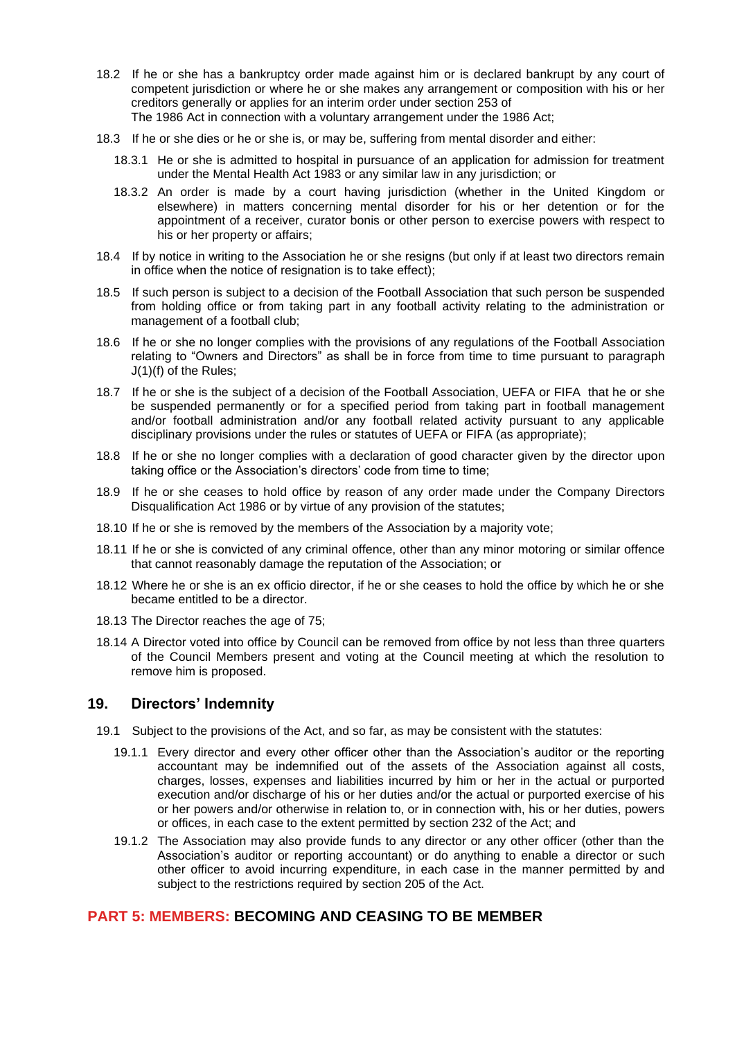18.2 If he or she has a bankruptcy order made against him or is declared bankrupt by any court of competent jurisdiction or where he or she makes any arrangement or composition with his or her creditors generally or applies for an interim order under section 253 of The 1986 Act in connection with a voluntary arrangement under the 1986 Act;

18.3 If he or she dies or he or she is, or may be, suffering from mental disorder and either:

18.3.1 He or she is admitted to hospital in pursuance of an application for admission for treatment under the Mental Health Act 1983 or any similar law in any jurisdiction; or

18.3.2 An order is made by a court having jurisdiction (whether in the United Kingdom or elsewhere) in matters concerning mental disorder for his or her detention or for the appointment of a receiver, curator bonis or other person to exercise powers with respect to his or her property or affairs;

18.4 If by notice in writing to the Association he or she resigns (but only if at least two directors remain in office when the notice of resignation is to take effect);

18.5 If such person is subject to a decision of the Football Association that such person be suspended from holding office or from taking part in any football activity relating to the administration or management of a football club;

18.6 If he or she no longer complies with the provisions of any regulations of the Football Association relating to "Owners and Directors" as shall be in force from time to time pursuant to paragraph J(1)(f) of the Rules;

18.7 If he or she is the subject of a decision of the Football Association, UEFA or FIFA that he or she be suspended permanently or for a specified period from taking part in football management and/or football administration and/or any football related activity pursuant to any applicable disciplinary provisions under the rules or statutes of UEFA or FIFA (as appropriate);

18.8 If he or she no longer complies with a declaration of good character given by the director upon taking office or the Association's directors' code from time to time;

18.9 If he or she ceases to hold office by reason of any order made under the Company Directors Disqualification Act 1986 or by virtue of any provision of the statutes;

18.10 If he or she is removed by the members of the Association by a majority vote;

18.11 If he or she is convicted of any criminal offence, other than any minor motoring or similar offence that cannot reasonably damage the reputation of the Association; or

18.12 Where he or she is an ex officio director, if he or she ceases to hold the office by which he or she became entitled to be a director.

18.13 The Director reaches the age of 75;

18.14 A Director voted into office by Council can be removed from office by not less than three quarters of the Council Members present and voting at the Council meeting at which the resolution to remove him is proposed.

## 19. Directors' Indemnity

19.1 Subject to the provisions of the Act, and so far, as may be consistent with the statutes:

19.1.1 Every director and every other officer other than the Association's auditor or the reporting accountant may be indemnified out of the assets of the Association against all costs, charges, losses, expenses and liabilities incurred by him or her in the actual or purported execution and/or discharge of his or her duties and/or the actual or purported exercise of his or her powers and/or otherwise in relation to, or in connection with, his or her duties, powers or offices, in each case to the extent permitted by section 232 of the Act; and

19.1.2 The Association may also provide funds to any director or any other officer (other than the Association's auditor or reporting accountant) or do anything to enable a director or such other officer to avoid incurring expenditure, in each case in the manner permitted by and subject to the restrictions required by section 205 of the Act.

## PART 5: MEMBERS: BECOMING AND CEASING TO BE MEMBER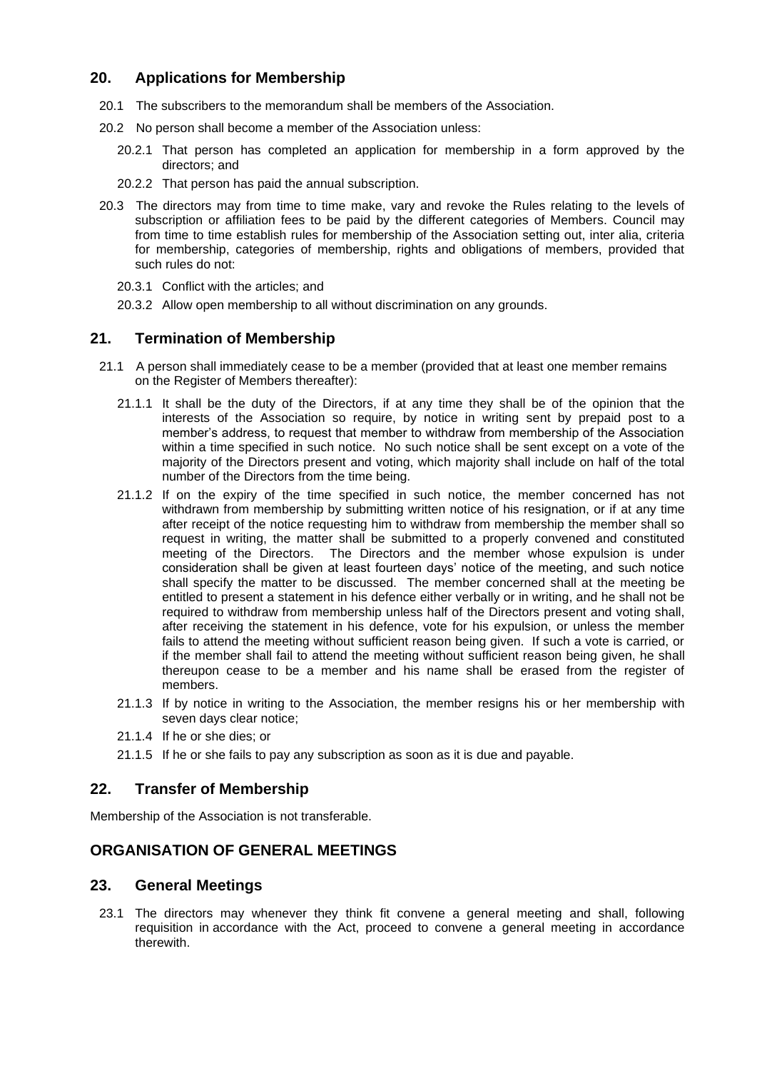## 20. Applications for Membership

20.1 The subscribers to the memorandum shall be members of the Association.

20.2 No person shall become a member of the Association unless:

20.2.1 That person has completed an application for membership in a form approved by the directors; and

20.2.2 That person has paid the annual subscription.

20.3 The directors may from time to time make, vary and revoke the Rules relating to the levels of subscription or affiliation fees to be paid by the different categories of Members. Council may from time to time establish rules for membership of the Association setting out, inter alia, criteria for membership, categories of membership, rights and obligations of members, provided that such rules do not:

20.3.1 Conflict with the articles; and

20.3.2 Allow open membership to all without discrimination on any grounds.

## 21. Termination of Membership

21.1 A person shall immediately cease to be a member (provided that at least one member remains on the Register of Members thereafter):

21.1.1 It shall be the duty of the Directors, if at any time they shall be of the opinion that the interests of the Association so require, by notice in writing sent by prepaid post to a member's address, to request that member to withdraw from membership of the Association within a time specified in such notice. No such notice shall be sent except on a vote of the majority of the Directors present and voting, which majority shall include on half of the total number of the Directors from the time being.

21.1.2 If on the expiry of the time specified in such notice, the member concerned has not withdrawn from membership by submitting written notice of his resignation, or if at any time after receipt of the notice requesting him to withdraw from membership the member shall so request in writing, the matter shall be submitted to a properly convened and constituted meeting of the Directors. The Directors and the member whose expulsion is under consideration shall be given at least fourteen days' notice of the meeting, and such notice shall specify the matter to be discussed. The member concerned shall at the meeting be entitled to present a statement in his defence either verbally or in writing, and he shall not be required to withdraw from membership unless half of the Directors present and voting shall, after receiving the statement in his defence, vote for his expulsion, or unless the member fails to attend the meeting without sufficient reason being given. If such a vote is carried, or if the member shall fail to attend the meeting without sufficient reason being given, he shall thereupon cease to be a member and his name shall be erased from the register of members.

21.1.3 If by notice in writing to the Association, the member resigns his or her membership with seven days clear notice;

21.1.4 If he or she dies; or

21.1.5 If he or she fails to pay any subscription as soon as it is due and payable.

## 22. Transfer of Membership

Membership of the Association is not transferable.

## ORGANISATION OF GENERAL MEETINGS

## 23. General Meetings

23.1 The directors may whenever they think fit convene a general meeting and shall, following requisition in accordance with the Act, proceed to convene a general meeting in accordance therewith.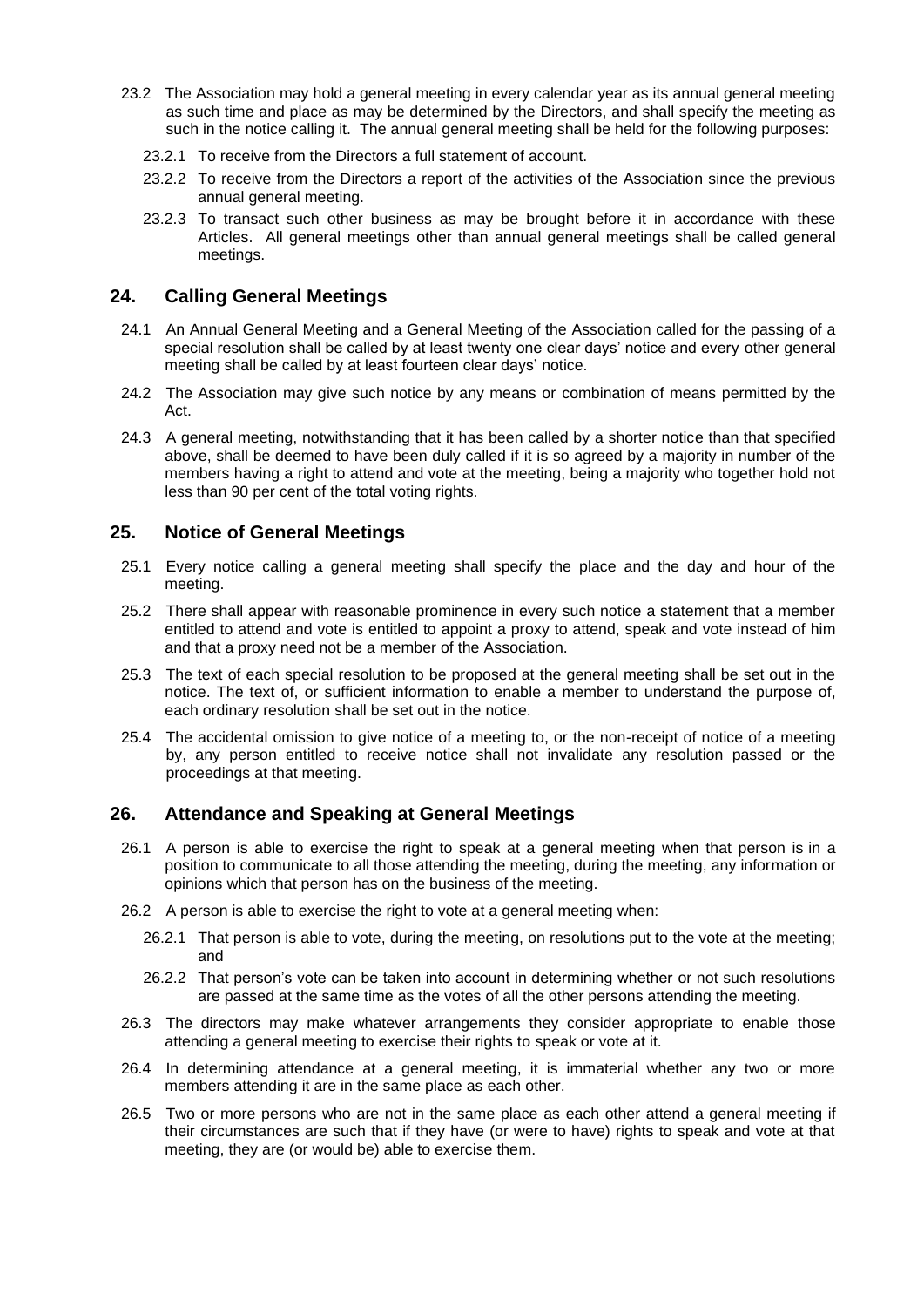23.2 The Association may hold a general meeting in every calendar year as its annual general meeting as such time and place as may be determined by the Directors, and shall specify the meeting as such in the notice calling it. The annual general meeting shall be held for the following purposes:

23.2.1 To receive from the Directors a full statement of account.

23.2.2 To receive from the Directors a report of the activities of the Association since the previous annual general meeting.

23.2.3 To transact such other business as may be brought before it in accordance with these Articles. All general meetings other than annual general meetings shall be called general meetings.

## 24. Calling General Meetings

24.1 An Annual General Meeting and a General Meeting of the Association called for the passing of a special resolution shall be called by at least twenty one clear days' notice and every other general meeting shall be called by at least fourteen clear days' notice.

24.2 The Association may give such notice by any means or combination of means permitted by the Act.

24.3 A general meeting, notwithstanding that it has been called by a shorter notice than that specified above, shall be deemed to have been duly called if it is so agreed by a majority in number of the members having a right to attend and vote at the meeting, being a majority who together hold not less than 90 per cent of the total voting rights.

## 25. Notice of General Meetings

25.1 Every notice calling a general meeting shall specify the place and the day and hour of the meeting.

25.2 There shall appear with reasonable prominence in every such notice a statement that a member entitled to attend and vote is entitled to appoint a proxy to attend, speak and vote instead of him and that a proxy need not be a member of the Association.

25.3 The text of each special resolution to be proposed at the general meeting shall be set out in the notice. The text of, or sufficient information to enable a member to understand the purpose of, each ordinary resolution shall be set out in the notice.

25.4 The accidental omission to give notice of a meeting to, or the non-receipt of notice of a meeting by, any person entitled to receive notice shall not invalidate any resolution passed or the proceedings at that meeting.

## 26. Attendance and Speaking at General Meetings

26.1 A person is able to exercise the right to speak at a general meeting when that person is in a position to communicate to all those attending the meeting, during the meeting, any information or opinions which that person has on the business of the meeting.

26.2 A person is able to exercise the right to vote at a general meeting when:

26.2.1 That person is able to vote, during the meeting, on resolutions put to the vote at the meeting; and

26.2.2 That person's vote can be taken into account in determining whether or not such resolutions are passed at the same time as the votes of all the other persons attending the meeting.

26.3 The directors may make whatever arrangements they consider appropriate to enable those attending a general meeting to exercise their rights to speak or vote at it.

26.4 In determining attendance at a general meeting, it is immaterial whether any two or more members attending it are in the same place as each other.

26.5 Two or more persons who are not in the same place as each other attend a general meeting if their circumstances are such that if they have (or were to have) rights to speak and vote at that meeting, they are (or would be) able to exercise them.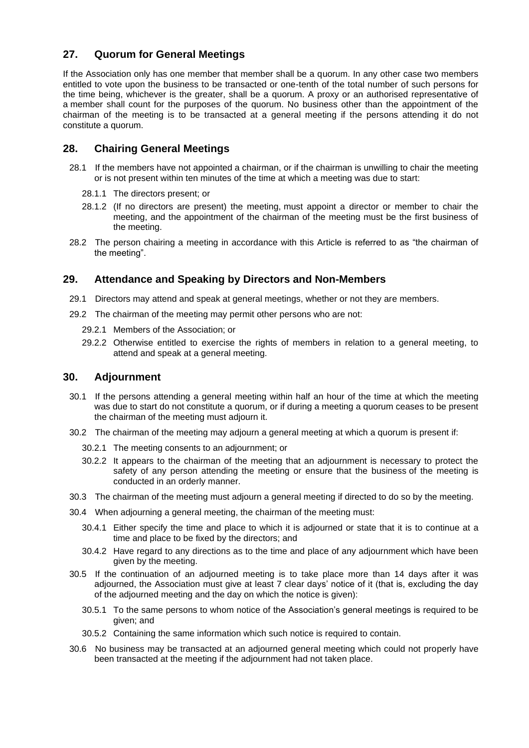## 27. Quorum for General Meetings

If the Association only has one member that member shall be a quorum. In any other case two members entitled to vote upon the business to be transacted or one-tenth of the total number of such persons for the time being, whichever is the greater, shall be a quorum. A proxy or an authorised representative of a member shall count for the purposes of the quorum. No business other than the appointment of the chairman of the meeting is to be transacted at a general meeting if the persons attending it do not constitute a quorum.

## 28. Chairing General Meetings

28.1 If the members have not appointed a chairman, or if the chairman is unwilling to chair the meeting or is not present within ten minutes of the time at which a meeting was due to start:

28.1.1 The directors present; or

28.1.2 (If no directors are present) the meeting, must appoint a director or member to chair the meeting, and the appointment of the chairman of the meeting must be the first business of the meeting.

28.2 The person chairing a meeting in accordance with this Article is referred to as "the chairman of the meeting".

## 29. Attendance and Speaking by Directors and Non-Members

29.1 Directors may attend and speak at general meetings, whether or not they are members.

29.2 The chairman of the meeting may permit other persons who are not:

29.2.1 Members of the Association; or

29.2.2 Otherwise entitled to exercise the rights of members in relation to a general meeting, to attend and speak at a general meeting.

## 30. Adjournment

30.1 If the persons attending a general meeting within half an hour of the time at which the meeting was due to start do not constitute a quorum, or if during a meeting a quorum ceases to be present the chairman of the meeting must adjourn it.

30.2 The chairman of the meeting may adjourn a general meeting at which a quorum is present if:

30.2.1 The meeting consents to an adjournment; or

30.2.2 It appears to the chairman of the meeting that an adjournment is necessary to protect the safety of any person attending the meeting or ensure that the business of the meeting is conducted in an orderly manner.

30.3 The chairman of the meeting must adjourn a general meeting if directed to do so by the meeting.

30.4 When adjourning a general meeting, the chairman of the meeting must:

30.4.1 Either specify the time and place to which it is adjourned or state that it is to continue at a time and place to be fixed by the directors; and

30.4.2 Have regard to any directions as to the time and place of any adjournment which have been given by the meeting.

30.5 If the continuation of an adjourned meeting is to take place more than 14 days after it was adjourned, the Association must give at least 7 clear days' notice of it (that is, excluding the day of the adjourned meeting and the day on which the notice is given):

30.5.1 To the same persons to whom notice of the Association's general meetings is required to be given; and

30.5.2 Containing the same information which such notice is required to contain.

30.6 No business may be transacted at an adjourned general meeting which could not properly have been transacted at the meeting if the adjournment had not taken place.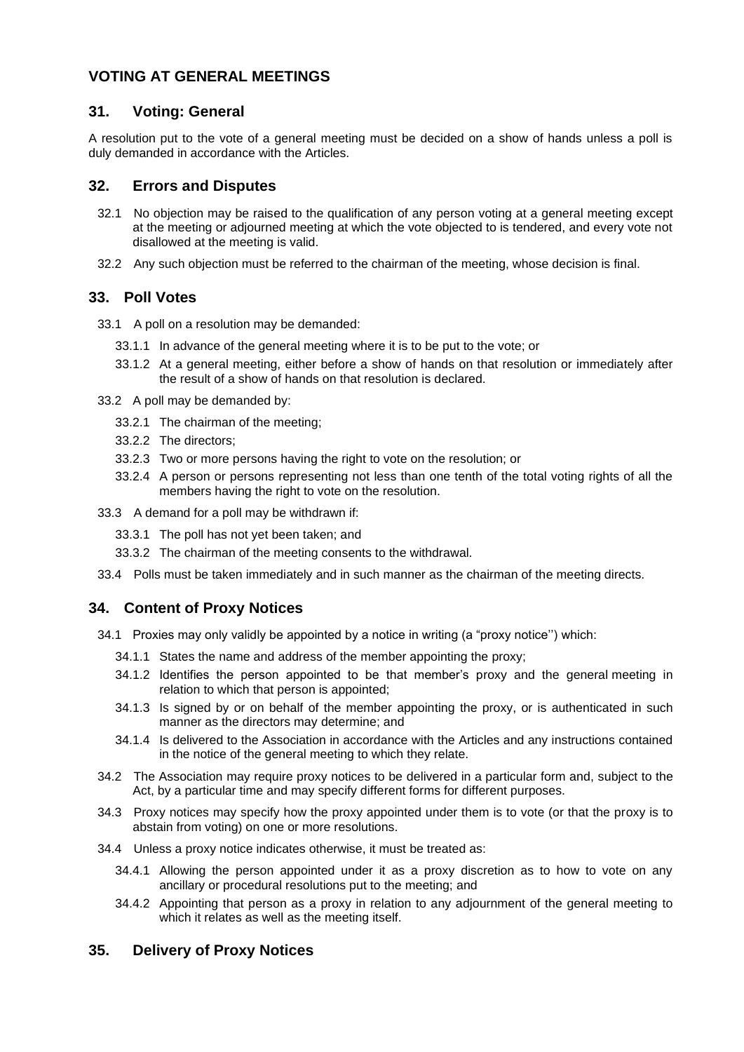## VOTING AT GENERAL MEETINGS

### 31. Voting: General

A resolution put to the vote of a general meeting must be decided on a show of hands unless a poll is duly demanded in accordance with the Articles.

### 32. Errors and Disputes

32.1 No objection may be raised to the qualification of any person voting at a general meeting except at the meeting or adjourned meeting at which the vote objected to is tendered, and every vote not disallowed at the meeting is valid.

32.2 Any such objection must be referred to the chairman of the meeting, whose decision is final.

### 33. Poll Votes

33.1 A poll on a resolution may be demanded:

33.1.1 In advance of the general meeting where it is to be put to the vote; or

33.1.2 At a general meeting, either before a show of hands on that resolution or immediately after the result of a show of hands on that resolution is declared.

33.2 A poll may be demanded by:

33.2.1 The chairman of the meeting;

33.2.2 The directors;

33.2.3 Two or more persons having the right to vote on the resolution; or

33.2.4 A person or persons representing not less than one tenth of the total voting rights of all the members having the right to vote on the resolution.

33.3 A demand for a poll may be withdrawn if:

33.3.1 The poll has not yet been taken; and

33.3.2 The chairman of the meeting consents to the withdrawal.

33.4 Polls must be taken immediately and in such manner as the chairman of the meeting directs.

### 34. Content of Proxy Notices

34.1 Proxies may only validly be appointed by a notice in writing (a "proxy notice'') which:

34.1.1 States the name and address of the member appointing the proxy;

34.1.2 Identifies the person appointed to be that member's proxy and the general meeting in relation to which that person is appointed;

34.1.3 Is signed by or on behalf of the member appointing the proxy, or is authenticated in such manner as the directors may determine; and

34.1.4 Is delivered to the Association in accordance with the Articles and any instructions contained in the notice of the general meeting to which they relate.

34.2 The Association may require proxy notices to be delivered in a particular form and, subject to the Act, by a particular time and may specify different forms for different purposes.

34.3 Proxy notices may specify how the proxy appointed under them is to vote (or that the proxy is to abstain from voting) on one or more resolutions.

34.4 Unless a proxy notice indicates otherwise, it must be treated as:

34.4.1 Allowing the person appointed under it as a proxy discretion as to how to vote on any ancillary or procedural resolutions put to the meeting; and

34.4.2 Appointing that person as a proxy in relation to any adjournment of the general meeting to which it relates as well as the meeting itself.

### 35. Delivery of Proxy Notices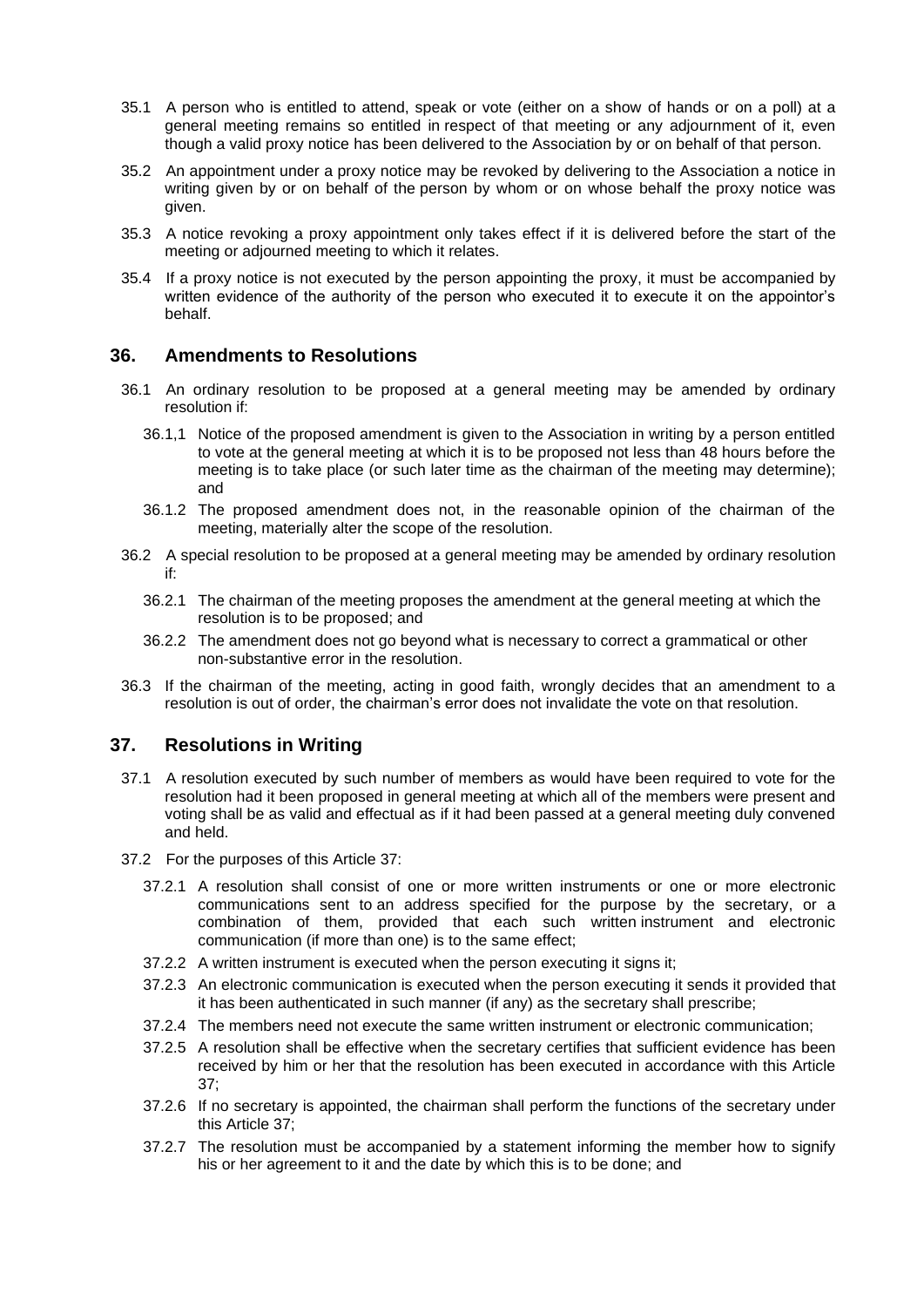35.1 A person who is entitled to attend, speak or vote (either on a show of hands or on a poll) at a general meeting remains so entitled in respect of that meeting or any adjournment of it, even though a valid proxy notice has been delivered to the Association by or on behalf of that person.

35.2 An appointment under a proxy notice may be revoked by delivering to the Association a notice in writing given by or on behalf of the person by whom or on whose behalf the proxy notice was given.

35.3 A notice revoking a proxy appointment only takes effect if it is delivered before the start of the meeting or adjourned meeting to which it relates.

35.4 If a proxy notice is not executed by the person appointing the proxy, it must be accompanied by written evidence of the authority of the person who executed it to execute it on the appointor's behalf.

## 36. Amendments to Resolutions

36.1 An ordinary resolution to be proposed at a general meeting may be amended by ordinary resolution if:

36.1,1 Notice of the proposed amendment is given to the Association in writing by a person entitled to vote at the general meeting at which it is to be proposed not less than 48 hours before the meeting is to take place (or such later time as the chairman of the meeting may determine); and

36.1.2 The proposed amendment does not, in the reasonable opinion of the chairman of the meeting, materially alter the scope of the resolution.

36.2 A special resolution to be proposed at a general meeting may be amended by ordinary resolution if:

36.2.1 The chairman of the meeting proposes the amendment at the general meeting at which the resolution is to be proposed; and

36.2.2 The amendment does not go beyond what is necessary to correct a grammatical or other non-substantive error in the resolution.

36.3 If the chairman of the meeting, acting in good faith, wrongly decides that an amendment to a resolution is out of order, the chairman's error does not invalidate the vote on that resolution.

## 37. Resolutions in Writing

37.1 A resolution executed by such number of members as would have been required to vote for the resolution had it been proposed in general meeting at which all of the members were present and voting shall be as valid and effectual as if it had been passed at a general meeting duly convened and held.

37.2 For the purposes of this Article 37:

37.2.1 A resolution shall consist of one or more written instruments or one or more electronic communications sent to an address specified for the purpose by the secretary, or a combination of them, provided that each such written instrument and electronic communication (if more than one) is to the same effect;

37.2.2 A written instrument is executed when the person executing it signs it;

37.2.3 An electronic communication is executed when the person executing it sends it provided that it has been authenticated in such manner (if any) as the secretary shall prescribe;

37.2.4 The members need not execute the same written instrument or electronic communication;

37.2.5 A resolution shall be effective when the secretary certifies that sufficient evidence has been received by him or her that the resolution has been executed in accordance with this Article 37;

37.2.6 If no secretary is appointed, the chairman shall perform the functions of the secretary under this Article 37;

37.2.7 The resolution must be accompanied by a statement informing the member how to signify his or her agreement to it and the date by which this is to be done; and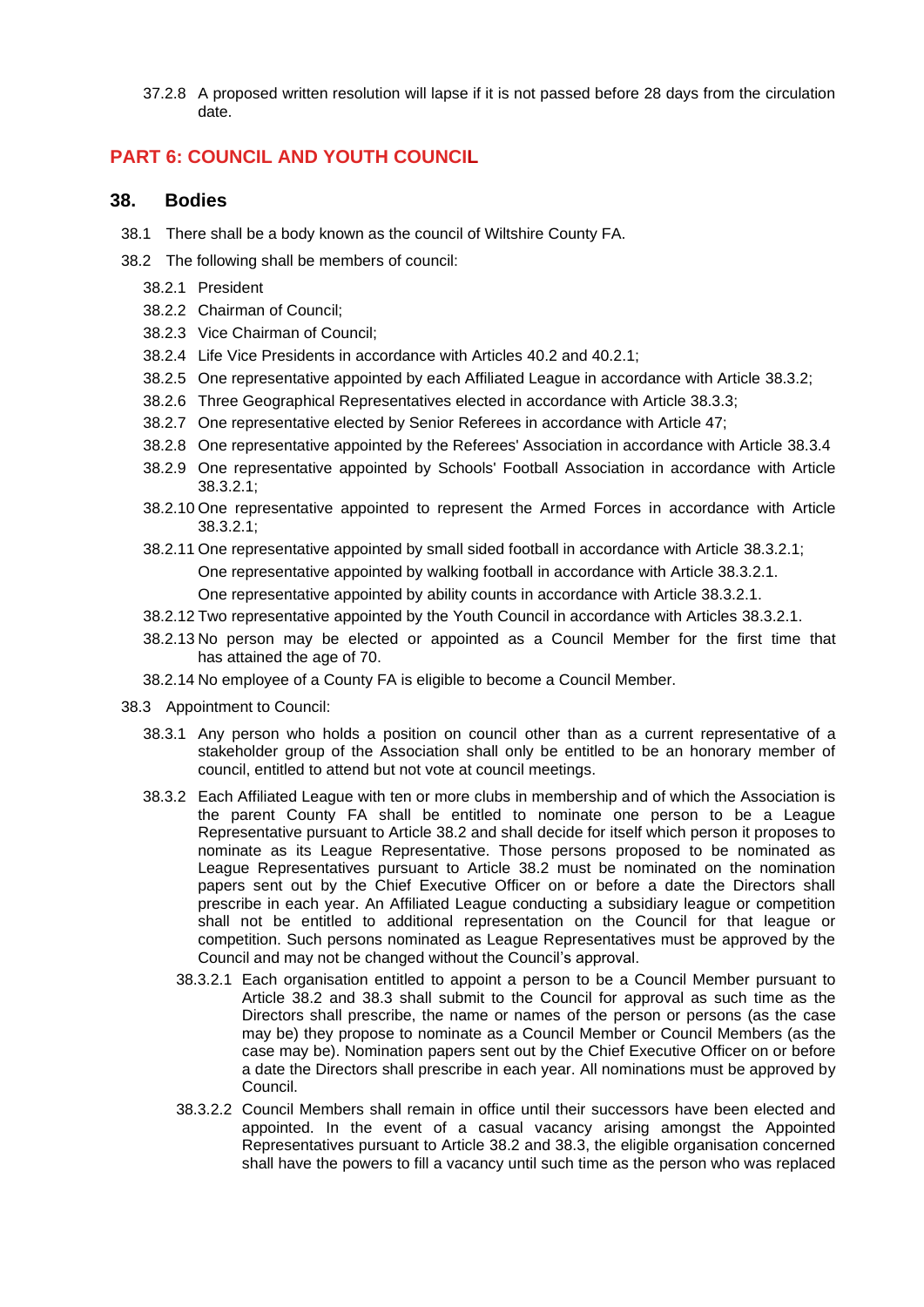37.2.8 A proposed written resolution will lapse if it is not passed before 28 days from the circulation date.

## PART 6: COUNCIL AND YOUTH COUNCIL

### 38. Bodies

38.1 There shall be a body known as the council of Wiltshire County FA.

38.2 The following shall be members of council:

38.2.1 President

38.2.2 Chairman of Council;

38.2.3 Vice Chairman of Council;

38.2.4 Life Vice Presidents in accordance with Articles 40.2 and 40.2.1;

38.2.5 One representative appointed by each Affiliated League in accordance with Article 38.3.2;

38.2.6 Three Geographical Representatives elected in accordance with Article 38.3.3;

38.2.7 One representative elected by Senior Referees in accordance with Article 47;

38.2.8 One representative appointed by the Referees' Association in accordance with Article 38.3.4

38.2.9 One representative appointed by Schools' Football Association in accordance with Article 38.3.2.1;

38.2.10 One representative appointed to represent the Armed Forces in accordance with Article 38.3.2.1;

38.2.11 One representative appointed by small sided football in accordance with Article 38.3.2.1;

One representative appointed by walking football in accordance with Article 38.3.2.1.

One representative appointed by ability counts in accordance with Article 38.3.2.1.

38.2.12 Two representative appointed by the Youth Council in accordance with Articles 38.3.2.1.

38.2.13 No person may be elected or appointed as a Council Member for the first time that has attained the age of 70.

38.2.14 No employee of a County FA is eligible to become a Council Member.

38.3 Appointment to Council:

38.3.1 Any person who holds a position on council other than as a current representative of a stakeholder group of the Association shall only be entitled to be an honorary member of council, entitled to attend but not vote at council meetings.

38.3.2 Each Affiliated League with ten or more clubs in membership and of which the Association is the parent County FA shall be entitled to nominate one person to be a League Representative pursuant to Article 38.2 and shall decide for itself which person it proposes to nominate as its League Representative. Those persons proposed to be nominated as League Representatives pursuant to Article 38.2 must be nominated on the nomination papers sent out by the Chief Executive Officer on or before a date the Directors shall prescribe in each year. An Affiliated League conducting a subsidiary league or competition shall not be entitled to additional representation on the Council for that league or competition. Such persons nominated as League Representatives must be approved by the Council and may not be changed without the Council's approval.

38.3.2.1 Each organisation entitled to appoint a person to be a Council Member pursuant to Article 38.2 and 38.3 shall submit to the Council for approval as such time as the Directors shall prescribe, the name or names of the person or persons (as the case may be) they propose to nominate as a Council Member or Council Members (as the case may be). Nomination papers sent out by the Chief Executive Officer on or before a date the Directors shall prescribe in each year. All nominations must be approved by Council.

38.3.2.2 Council Members shall remain in office until their successors have been elected and appointed. In the event of a casual vacancy arising amongst the Appointed Representatives pursuant to Article 38.2 and 38.3, the eligible organisation concerned shall have the powers to fill a vacancy until such time as the person who was replaced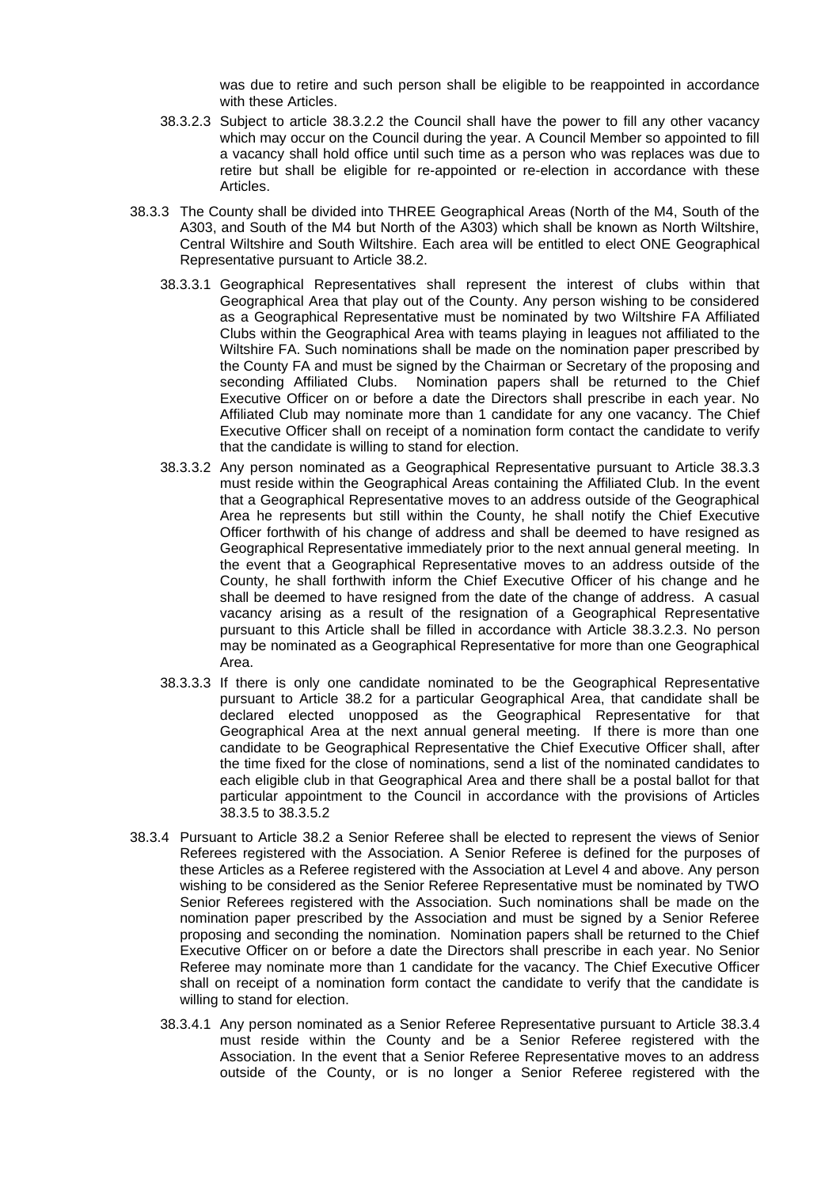was due to retire and such person shall be eligible to be reappointed in accordance with these Articles.

38.3.2.3 Subject to article 38.3.2.2 the Council shall have the power to fill any other vacancy which may occur on the Council during the year. A Council Member so appointed to fill a vacancy shall hold office until such time as a person who was replaces was due to retire but shall be eligible for re-appointed or re-election in accordance with these Articles.

38.3.3 The County shall be divided into THREE Geographical Areas (North of the M4, South of the A303, and South of the M4 but North of the A303) which shall be known as North Wiltshire, Central Wiltshire and South Wiltshire. Each area will be entitled to elect ONE Geographical Representative pursuant to Article 38.2.

38.3.3.1 Geographical Representatives shall represent the interest of clubs within that Geographical Area that play out of the County. Any person wishing to be considered as a Geographical Representative must be nominated by two Wiltshire FA Affiliated Clubs within the Geographical Area with teams playing in leagues not affiliated to the Wiltshire FA. Such nominations shall be made on the nomination paper prescribed by the County FA and must be signed by the Chairman or Secretary of the proposing and seconding Affiliated Clubs. Nomination papers shall be returned to the Chief Executive Officer on or before a date the Directors shall prescribe in each year. No Affiliated Club may nominate more than 1 candidate for any one vacancy. The Chief Executive Officer shall on receipt of a nomination form contact the candidate to verify that the candidate is willing to stand for election.

38.3.3.2 Any person nominated as a Geographical Representative pursuant to Article 38.3.3 must reside within the Geographical Areas containing the Affiliated Club. In the event that a Geographical Representative moves to an address outside of the Geographical Area he represents but still within the County, he shall notify the Chief Executive Officer forthwith of his change of address and shall be deemed to have resigned as Geographical Representative immediately prior to the next annual general meeting. In the event that a Geographical Representative moves to an address outside of the County, he shall forthwith inform the Chief Executive Officer of his change and he shall be deemed to have resigned from the date of the change of address. A casual vacancy arising as a result of the resignation of a Geographical Representative pursuant to this Article shall be filled in accordance with Article 38.3.2.3. No person may be nominated as a Geographical Representative for more than one Geographical Area.

38.3.3.3 If there is only one candidate nominated to be the Geographical Representative pursuant to Article 38.2 for a particular Geographical Area, that candidate shall be declared elected unopposed as the Geographical Representative for that Geographical Area at the next annual general meeting. If there is more than one candidate to be Geographical Representative the Chief Executive Officer shall, after the time fixed for the close of nominations, send a list of the nominated candidates to each eligible club in that Geographical Area and there shall be a postal ballot for that particular appointment to the Council in accordance with the provisions of Articles 38.3.5 to 38.3.5.2

38.3.4 Pursuant to Article 38.2 a Senior Referee shall be elected to represent the views of Senior Referees registered with the Association. A Senior Referee is defined for the purposes of these Articles as a Referee registered with the Association at Level 4 and above. Any person wishing to be considered as the Senior Referee Representative must be nominated by TWO Senior Referees registered with the Association. Such nominations shall be made on the nomination paper prescribed by the Association and must be signed by a Senior Referee proposing and seconding the nomination. Nomination papers shall be returned to the Chief Executive Officer on or before a date the Directors shall prescribe in each year. No Senior Referee may nominate more than 1 candidate for the vacancy. The Chief Executive Officer shall on receipt of a nomination form contact the candidate to verify that the candidate is willing to stand for election.

38.3.4.1 Any person nominated as a Senior Referee Representative pursuant to Article 38.3.4 must reside within the County and be a Senior Referee registered with the Association. In the event that a Senior Referee Representative moves to an address outside of the County, or is no longer a Senior Referee registered with the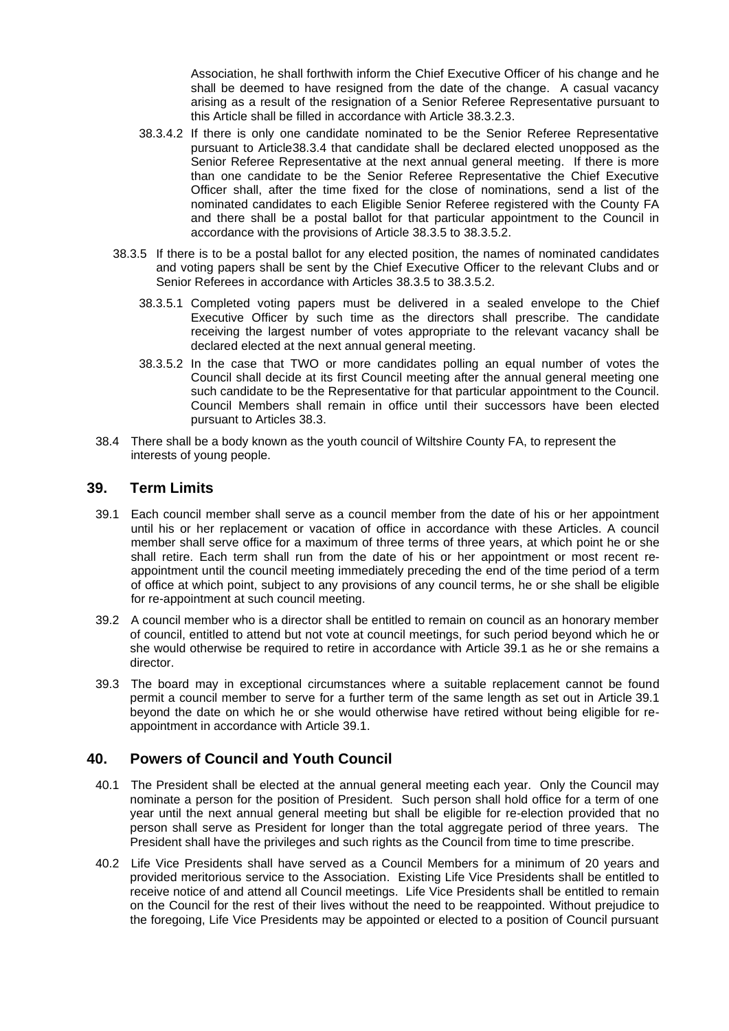Association, he shall forthwith inform the Chief Executive Officer of his change and he shall be deemed to have resigned from the date of the change. A casual vacancy arising as a result of the resignation of a Senior Referee Representative pursuant to this Article shall be filled in accordance with Article 38.3.2.3.

38.3.4.2 If there is only one candidate nominated to be the Senior Referee Representative pursuant to Article38.3.4 that candidate shall be declared elected unopposed as the Senior Referee Representative at the next annual general meeting. If there is more than one candidate to be the Senior Referee Representative the Chief Executive Officer shall, after the time fixed for the close of nominations, send a list of the nominated candidates to each Eligible Senior Referee registered with the County FA and there shall be a postal ballot for that particular appointment to the Council in accordance with the provisions of Article 38.3.5 to 38.3.5.2.

38.3.5 If there is to be a postal ballot for any elected position, the names of nominated candidates and voting papers shall be sent by the Chief Executive Officer to the relevant Clubs and or Senior Referees in accordance with Articles 38.3.5 to 38.3.5.2.

38.3.5.1 Completed voting papers must be delivered in a sealed envelope to the Chief Executive Officer by such time as the directors shall prescribe. The candidate receiving the largest number of votes appropriate to the relevant vacancy shall be declared elected at the next annual general meeting.

38.3.5.2 In the case that TWO or more candidates polling an equal number of votes the Council shall decide at its first Council meeting after the annual general meeting one such candidate to be the Representative for that particular appointment to the Council. Council Members shall remain in office until their successors have been elected pursuant to Articles 38.3.

38.4 There shall be a body known as the youth council of Wiltshire County FA, to represent the interests of young people.

## 39. Term Limits

39.1 Each council member shall serve as a council member from the date of his or her appointment until his or her replacement or vacation of office in accordance with these Articles. A council member shall serve office for a maximum of three terms of three years, at which point he or she shall retire. Each term shall run from the date of his or her appointment or most recent re-appointment until the council meeting immediately preceding the end of the time period of a term of office at which point, subject to any provisions of any council terms, he or she shall be eligible for re-appointment at such council meeting.

39.2 A council member who is a director shall be entitled to remain on council as an honorary member of council, entitled to attend but not vote at council meetings, for such period beyond which he or she would otherwise be required to retire in accordance with Article 39.1 as he or she remains a director.

39.3 The board may in exceptional circumstances where a suitable replacement cannot be found permit a council member to serve for a further term of the same length as set out in Article 39.1 beyond the date on which he or she would otherwise have retired without being eligible for re-appointment in accordance with Article 39.1.

## 40. Powers of Council and Youth Council

40.1 The President shall be elected at the annual general meeting each year. Only the Council may nominate a person for the position of President. Such person shall hold office for a term of one year until the next annual general meeting but shall be eligible for re-election provided that no person shall serve as President for longer than the total aggregate period of three years. The President shall have the privileges and such rights as the Council from time to time prescribe.

40.2 Life Vice Presidents shall have served as a Council Members for a minimum of 20 years and provided meritorious service to the Association. Existing Life Vice Presidents shall be entitled to receive notice of and attend all Council meetings. Life Vice Presidents shall be entitled to remain on the Council for the rest of their lives without the need to be reappointed. Without prejudice to the foregoing, Life Vice Presidents may be appointed or elected to a position of Council pursuant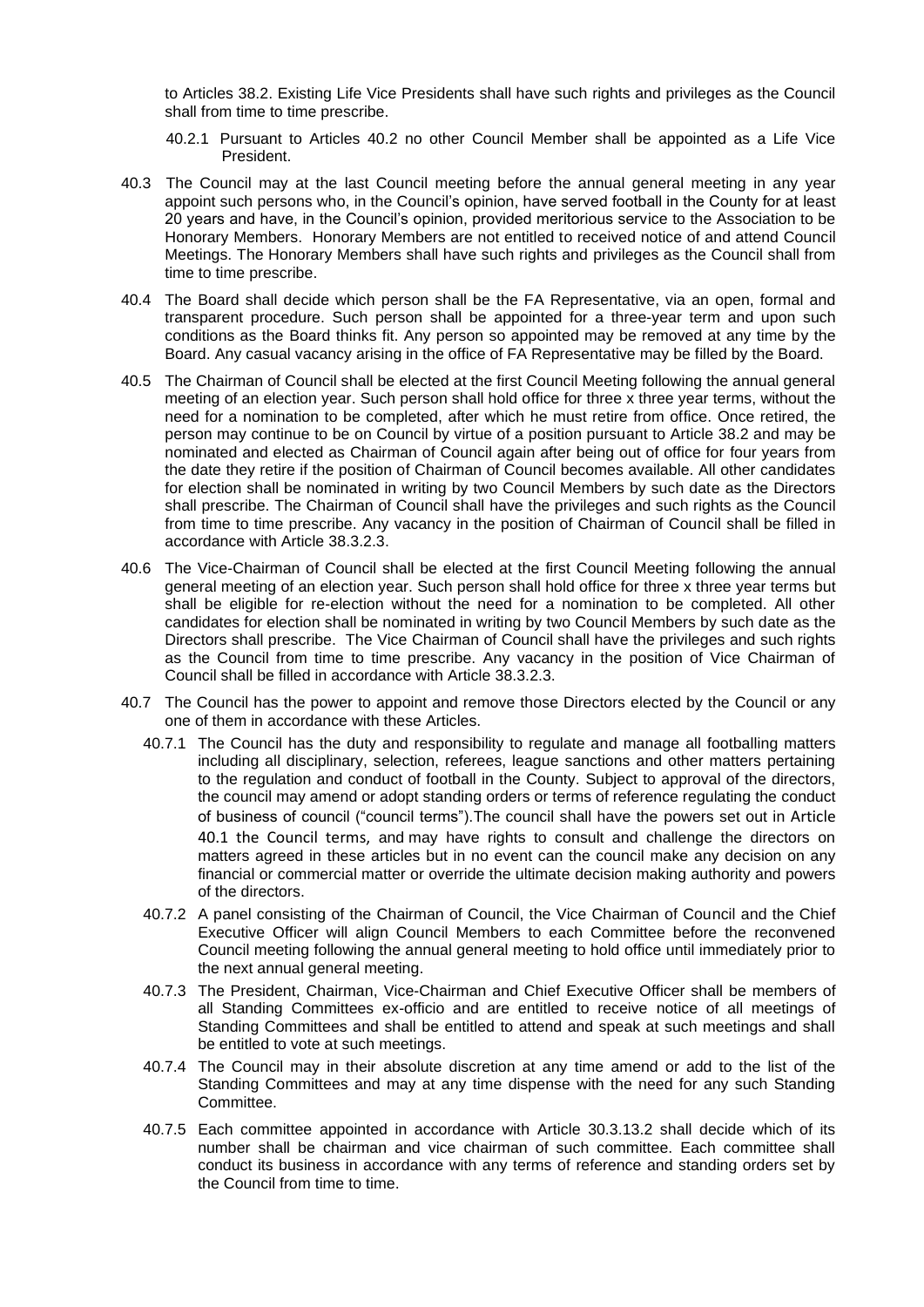to Articles 38.2. Existing Life Vice Presidents shall have such rights and privileges as the Council shall from time to time prescribe.

40.2.1 Pursuant to Articles 40.2 no other Council Member shall be appointed as a Life Vice President.

40.3 The Council may at the last Council meeting before the annual general meeting in any year appoint such persons who, in the Council's opinion, have served football in the County for at least 20 years and have, in the Council's opinion, provided meritorious service to the Association to be Honorary Members. Honorary Members are not entitled to received notice of and attend Council Meetings. The Honorary Members shall have such rights and privileges as the Council shall from time to time prescribe.

40.4 The Board shall decide which person shall be the FA Representative, via an open, formal and transparent procedure. Such person shall be appointed for a three-year term and upon such conditions as the Board thinks fit. Any person so appointed may be removed at any time by the Board. Any casual vacancy arising in the office of FA Representative may be filled by the Board.

40.5 The Chairman of Council shall be elected at the first Council Meeting following the annual general meeting of an election year. Such person shall hold office for three x three year terms, without the need for a nomination to be completed, after which he must retire from office. Once retired, the person may continue to be on Council by virtue of a position pursuant to Article 38.2 and may be nominated and elected as Chairman of Council again after being out of office for four years from the date they retire if the position of Chairman of Council becomes available. All other candidates for election shall be nominated in writing by two Council Members by such date as the Directors shall prescribe. The Chairman of Council shall have the privileges and such rights as the Council from time to time prescribe. Any vacancy in the position of Chairman of Council shall be filled in accordance with Article 38.3.2.3.

40.6 The Vice-Chairman of Council shall be elected at the first Council Meeting following the annual general meeting of an election year. Such person shall hold office for three x three year terms but shall be eligible for re-election without the need for a nomination to be completed. All other candidates for election shall be nominated in writing by two Council Members by such date as the Directors shall prescribe. The Vice Chairman of Council shall have the privileges and such rights as the Council from time to time prescribe. Any vacancy in the position of Vice Chairman of Council shall be filled in accordance with Article 38.3.2.3.

40.7 The Council has the power to appoint and remove those Directors elected by the Council or any one of them in accordance with these Articles.

40.7.1 The Council has the duty and responsibility to regulate and manage all footballing matters including all disciplinary, selection, referees, league sanctions and other matters pertaining to the regulation and conduct of football in the County. Subject to approval of the directors, the council may amend or adopt standing orders or terms of reference regulating the conduct of business of council ("council terms").The council shall have the powers set out in Article 40.1 the Council terms, and may have rights to consult and challenge the directors on matters agreed in these articles but in no event can the council make any decision on any financial or commercial matter or override the ultimate decision making authority and powers of the directors.

40.7.2 A panel consisting of the Chairman of Council, the Vice Chairman of Council and the Chief Executive Officer will align Council Members to each Committee before the reconvened Council meeting following the annual general meeting to hold office until immediately prior to the next annual general meeting.

40.7.3 The President, Chairman, Vice-Chairman and Chief Executive Officer shall be members of all Standing Committees ex-officio and are entitled to receive notice of all meetings of Standing Committees and shall be entitled to attend and speak at such meetings and shall be entitled to vote at such meetings.

40.7.4 The Council may in their absolute discretion at any time amend or add to the list of the Standing Committees and may at any time dispense with the need for any such Standing Committee.

40.7.5 Each committee appointed in accordance with Article 30.3.13.2 shall decide which of its number shall be chairman and vice chairman of such committee. Each committee shall conduct its business in accordance with any terms of reference and standing orders set by the Council from time to time.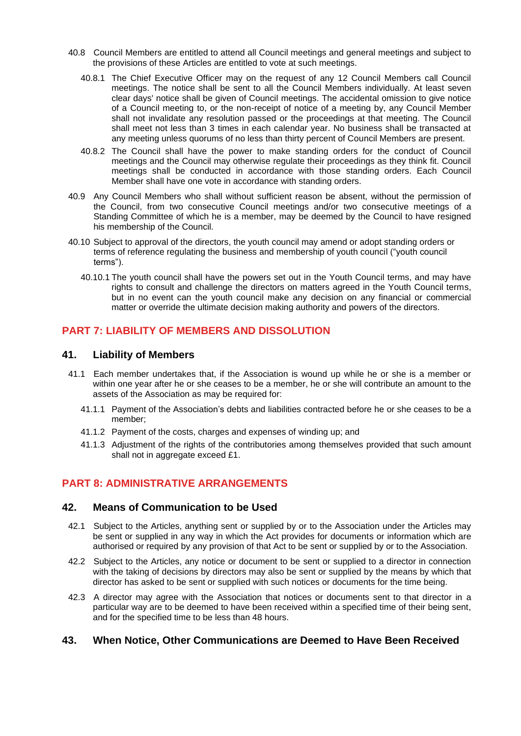40.8 Council Members are entitled to attend all Council meetings and general meetings and subject to the provisions of these Articles are entitled to vote at such meetings.

40.8.1 The Chief Executive Officer may on the request of any 12 Council Members call Council meetings. The notice shall be sent to all the Council Members individually. At least seven clear days' notice shall be given of Council meetings. The accidental omission to give notice of a Council meeting to, or the non-receipt of notice of a meeting by, any Council Member shall not invalidate any resolution passed or the proceedings at that meeting. The Council shall meet not less than 3 times in each calendar year. No business shall be transacted at any meeting unless quorums of no less than thirty percent of Council Members are present.

40.8.2 The Council shall have the power to make standing orders for the conduct of Council meetings and the Council may otherwise regulate their proceedings as they think fit. Council meetings shall be conducted in accordance with those standing orders. Each Council Member shall have one vote in accordance with standing orders.

40.9 Any Council Members who shall without sufficient reason be absent, without the permission of the Council, from two consecutive Council meetings and/or two consecutive meetings of a Standing Committee of which he is a member, may be deemed by the Council to have resigned his membership of the Council.

40.10 Subject to approval of the directors, the youth council may amend or adopt standing orders or terms of reference regulating the business and membership of youth council ("youth council terms").

40.10.1 The youth council shall have the powers set out in the Youth Council terms, and may have rights to consult and challenge the directors on matters agreed in the Youth Council terms, but in no event can the youth council make any decision on any financial or commercial matter or override the ultimate decision making authority and powers of the directors.

## PART 7: LIABILITY OF MEMBERS AND DISSOLUTION

### 41. Liability of Members

41.1 Each member undertakes that, if the Association is wound up while he or she is a member or within one year after he or she ceases to be a member, he or she will contribute an amount to the assets of the Association as may be required for:

41.1.1 Payment of the Association's debts and liabilities contracted before he or she ceases to be a member;

41.1.2 Payment of the costs, charges and expenses of winding up; and

41.1.3 Adjustment of the rights of the contributories among themselves provided that such amount shall not in aggregate exceed £1.

## PART 8: ADMINISTRATIVE ARRANGEMENTS

### 42. Means of Communication to be Used

42.1 Subject to the Articles, anything sent or supplied by or to the Association under the Articles may be sent or supplied in any way in which the Act provides for documents or information which are authorised or required by any provision of that Act to be sent or supplied by or to the Association.

42.2 Subject to the Articles, any notice or document to be sent or supplied to a director in connection with the taking of decisions by directors may also be sent or supplied by the means by which that director has asked to be sent or supplied with such notices or documents for the time being.

42.3 A director may agree with the Association that notices or documents sent to that director in a particular way are to be deemed to have been received within a specified time of their being sent, and for the specified time to be less than 48 hours.

### 43. When Notice, Other Communications are Deemed to Have Been Received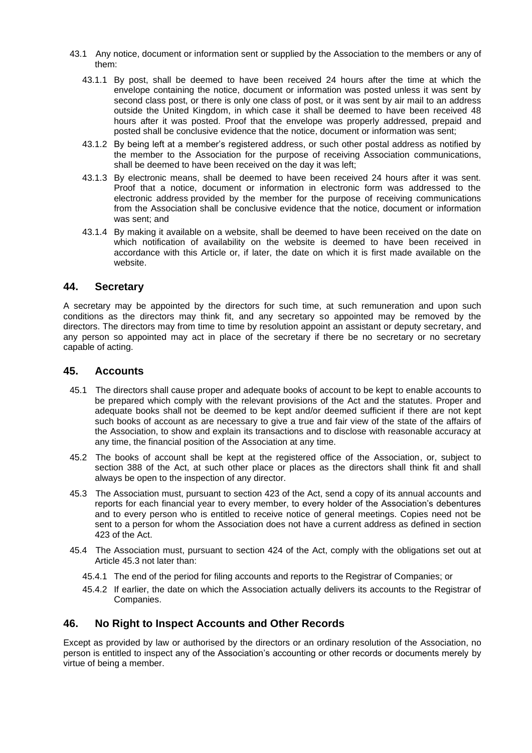43.1 Any notice, document or information sent or supplied by the Association to the members or any of them:

43.1.1 By post, shall be deemed to have been received 24 hours after the time at which the envelope containing the notice, document or information was posted unless it was sent by second class post, or there is only one class of post, or it was sent by air mail to an address outside the United Kingdom, in which case it shall be deemed to have been received 48 hours after it was posted. Proof that the envelope was properly addressed, prepaid and posted shall be conclusive evidence that the notice, document or information was sent;

43.1.2 By being left at a member's registered address, or such other postal address as notified by the member to the Association for the purpose of receiving Association communications, shall be deemed to have been received on the day it was left;

43.1.3 By electronic means, shall be deemed to have been received 24 hours after it was sent. Proof that a notice, document or information in electronic form was addressed to the electronic address provided by the member for the purpose of receiving communications from the Association shall be conclusive evidence that the notice, document or information was sent; and

43.1.4 By making it available on a website, shall be deemed to have been received on the date on which notification of availability on the website is deemed to have been received in accordance with this Article or, if later, the date on which it is first made available on the website.

## 44. Secretary

A secretary may be appointed by the directors for such time, at such remuneration and upon such conditions as the directors may think fit, and any secretary so appointed may be removed by the directors. The directors may from time to time by resolution appoint an assistant or deputy secretary, and any person so appointed may act in place of the secretary if there be no secretary or no secretary capable of acting.

## 45. Accounts

45.1 The directors shall cause proper and adequate books of account to be kept to enable accounts to be prepared which comply with the relevant provisions of the Act and the statutes. Proper and adequate books shall not be deemed to be kept and/or deemed sufficient if there are not kept such books of account as are necessary to give a true and fair view of the state of the affairs of the Association, to show and explain its transactions and to disclose with reasonable accuracy at any time, the financial position of the Association at any time.

45.2 The books of account shall be kept at the registered office of the Association, or, subject to section 388 of the Act, at such other place or places as the directors shall think fit and shall always be open to the inspection of any director.

45.3 The Association must, pursuant to section 423 of the Act, send a copy of its annual accounts and reports for each financial year to every member, to every holder of the Association's debentures and to every person who is entitled to receive notice of general meetings. Copies need not be sent to a person for whom the Association does not have a current address as defined in section 423 of the Act.

45.4 The Association must, pursuant to section 424 of the Act, comply with the obligations set out at Article 45.3 not later than:

45.4.1 The end of the period for filing accounts and reports to the Registrar of Companies; or

45.4.2 If earlier, the date on which the Association actually delivers its accounts to the Registrar of Companies.

## 46. No Right to Inspect Accounts and Other Records

Except as provided by law or authorised by the directors or an ordinary resolution of the Association, no person is entitled to inspect any of the Association's accounting or other records or documents merely by virtue of being a member.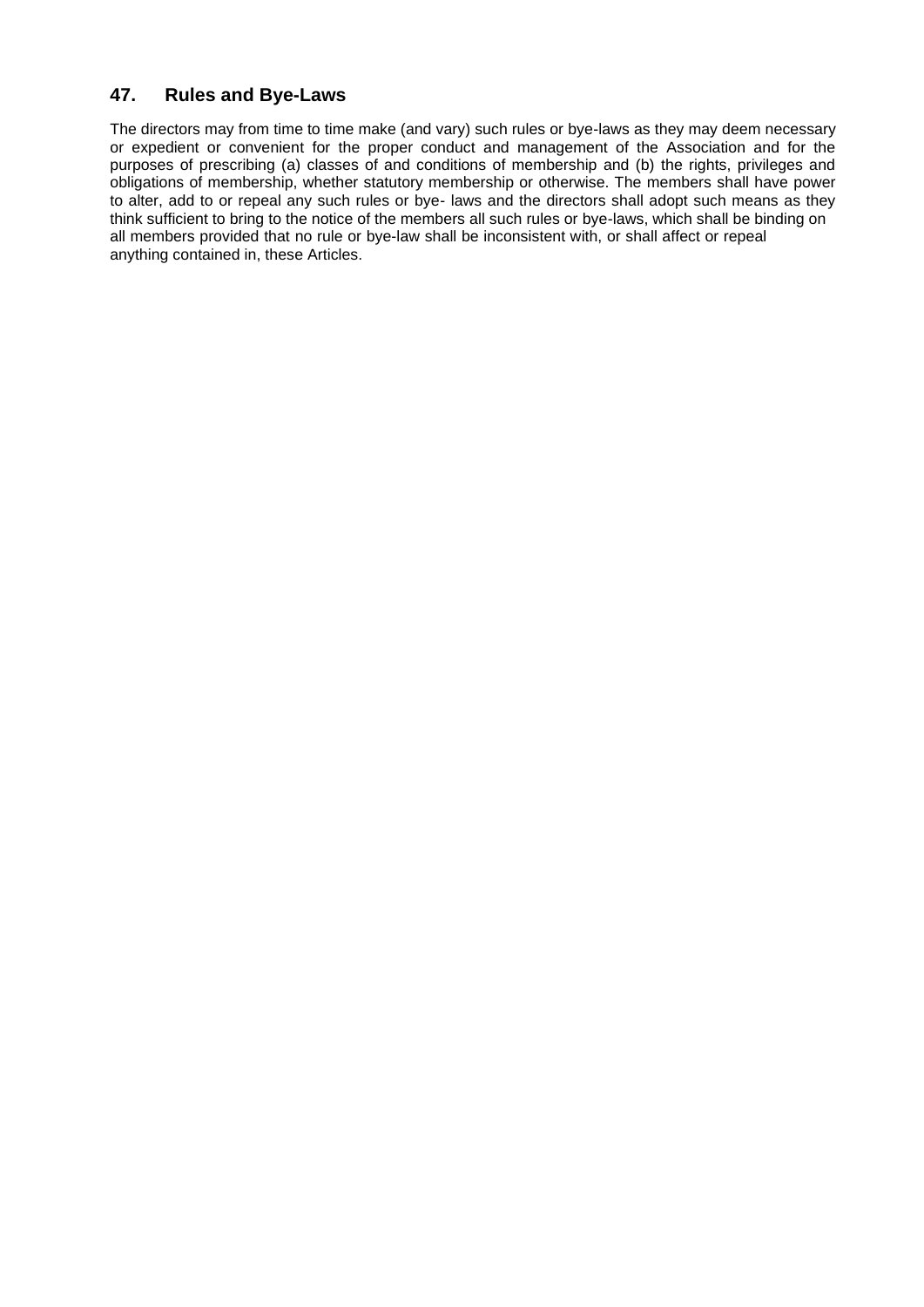## 47. Rules and Bye-Laws

The directors may from time to time make (and vary) such rules or bye-laws as they may deem necessary or expedient or convenient for the proper conduct and management of the Association and for the purposes of prescribing (a) classes of and conditions of membership and (b) the rights, privileges and obligations of membership, whether statutory membership or otherwise. The members shall have power to alter, add to or repeal any such rules or bye- laws and the directors shall adopt such means as they think sufficient to bring to the notice of the members all such rules or bye-laws, which shall be binding on all members provided that no rule or bye-law shall be inconsistent with, or shall affect or repeal anything contained in, these Articles.